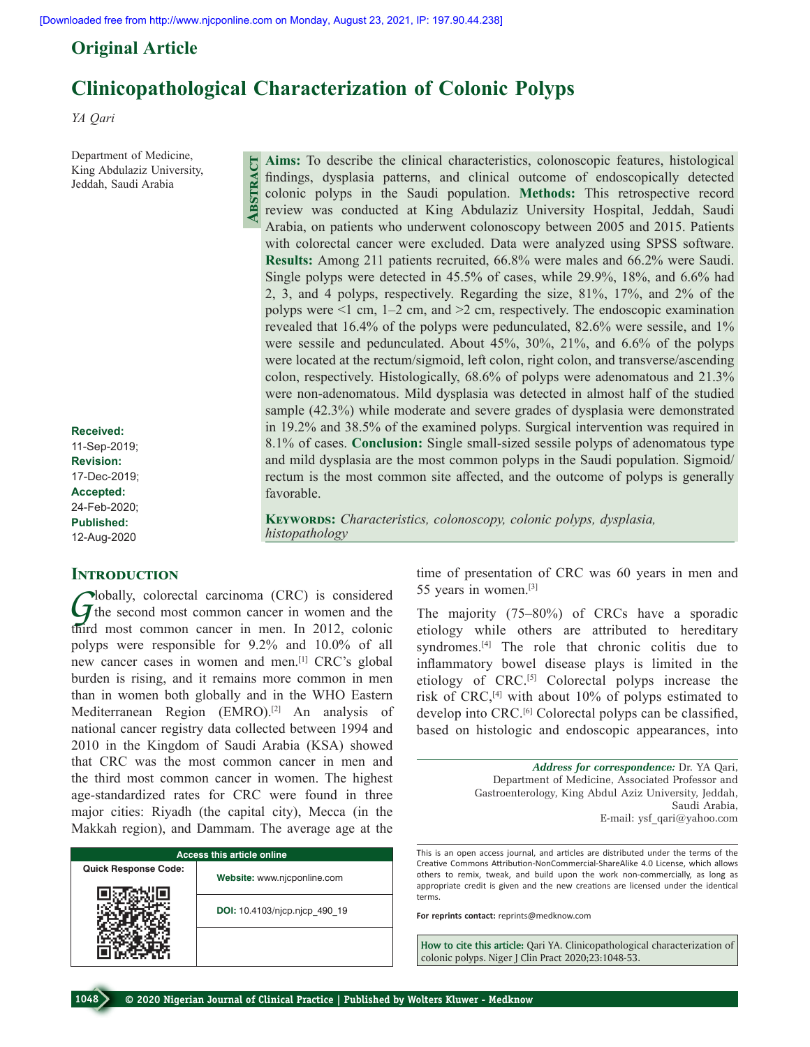## Original Article

# Clinicopathological Characterization of Colonic Polyps

*YA Qari*

Department of Medicine, King Abdulaziz University, Jeddah, Saudi Arabia

**Received:** 11-Sep-2019; **Revision:** 17-Dec-2019; **Accepted:** 24-Feb-2020; **Published:** 12-Aug-2020

## Abstract

**Aims:** To describe the clinical characteristics, colonoscopic features, histological findings, dysplasia patterns, and clinical outcome of endoscopically detected colonic polyps in the Saudi population. **Methods:** This retrospective record review was conducted at King Abdulaziz University Hospital, Jeddah, Saudi Arabia, on patients who underwent colonoscopy between 2005 and 2015. Patients with colorectal cancer were excluded. Data were analyzed using SPSS software. **Results:** Among 211 patients recruited, 66.8% were males and 66.2% were Saudi. Single polyps were detected in 45.5% of cases, while 29.9%, 18%, and 6.6% had 2, 3, and 4 polyps, respectively. Regarding the size, 81%, 17%, and 2% of the polyps were <1 cm, 1–2 cm, and >2 cm, respectively. The endoscopic examination revealed that 16.4% of the polyps were pedunculated, 82.6% were sessile, and 1% were sessile and pedunculated. About 45%, 30%, 21%, and 6.6% of the polyps were located at the rectum/sigmoid, left colon, right colon, and transverse/ascending colon, respectively. Histologically, 68.6% of polyps were adenomatous and 21.3% were non-adenomatous. Mild dysplasia was detected in almost half of the studied sample (42.3%) while moderate and severe grades of dysplasia were demonstrated in 19.2% and 38.5% of the examined polyps. Surgical intervention was required in 8.1% of cases. **Conclusion:** Single small-sized sessile polyps of adenomatous type and mild dysplasia are the most common polyps in the Saudi population. Sigmoid/rectum is the most common site affected, and the outcome of polyps is generally favorable.

**Keywords:** *Characteristics, colonoscopy, colonic polyps, dysplasia, histopathology*

## Introduction

Globally, colorectal carcinoma (CRC) is considered the second most common cancer in women and the third most common cancer in men. In 2012, colonic polyps were responsible for 9.2% and 10.0% of all new cancer cases in women and men.[1] CRC's global burden is rising, and it remains more common in men than in women both globally and in the WHO Eastern Mediterranean Region (EMRO).[2] An analysis of national cancer registry data collected between 1994 and 2010 in the Kingdom of Saudi Arabia (KSA) showed that CRC was the most common cancer in men and the third most common cancer in women. The highest age-standardized rates for CRC were found in three major cities: Riyadh (the capital city), Mecca (in the Makkah region), and Dammam. The average age at the time of presentation of CRC was 60 years in men and 55 years in women.[3]

The majority (75–80%) of CRCs have a sporadic etiology while others are attributed to hereditary syndromes.[4] The role that chronic colitis due to inflammatory bowel disease plays is limited in the etiology of CRC.[5] Colorectal polyps increase the risk of CRC,[4] with about 10% of polyps estimated to develop into CRC.[6] Colorectal polyps can be classified, based on histologic and endoscopic appearances, into

**Address for correspondence:** Dr. YA Qari, Department of Medicine, Associated Professor and Gastroenterology, King Abdul Aziz University, Jeddah, Saudi Arabia, E-mail: ysf_qari@yahoo.com

**Access this article online**

Website: www.njcponline.com

DOI: 10.4103/njcp.njcp_490_19

This is an open access journal, and articles are distributed under the terms of the Creative Commons Attribution-NonCommercial-ShareAlike 4.0 License, which allows others to remix, tweak, and build upon the work non-commercially, as long as appropriate credit is given and the new creations are licensed under the identical terms.

**For reprints contact:** reprints@medknow.com

**How to cite this article:** Qari YA. Clinicopathological characterization of colonic polyps. Niger J Clin Pract 2020;23:1048-53.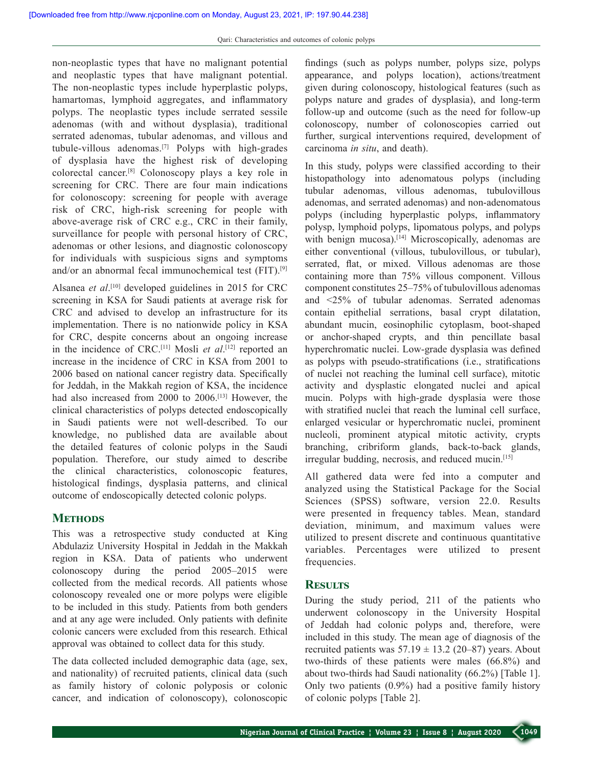non-neoplastic types that have no malignant potential and neoplastic types that have malignant potential. The non-neoplastic types include hyperplastic polyps, hamartomas, lymphoid aggregates, and inflammatory polyps. The neoplastic types include serrated sessile adenomas (with and without dysplasia), traditional serrated adenomas, tubular adenomas, and villous and tubule-villous adenomas.[7] Polyps with high-grades of dysplasia have the highest risk of developing colorectal cancer.[8] Colonoscopy plays a key role in screening for CRC. There are four main indications for colonoscopy: screening for people with average risk of CRC, high-risk screening for people with above-average risk of CRC e.g., CRC in their family, surveillance for people with personal history of CRC, adenomas or other lesions, and diagnostic colonoscopy for individuals with suspicious signs and symptoms and/or an abnormal fecal immunochemical test (FIT).[9]

Alsanea *et al*.[10] developed guidelines in 2015 for CRC screening in KSA for Saudi patients at average risk for CRC and advised to develop an infrastructure for its implementation. There is no nationwide policy in KSA for CRC, despite concerns about an ongoing increase in the incidence of CRC.[11] Mosli *et al*.[12] reported an increase in the incidence of CRC in KSA from 2001 to 2006 based on national cancer registry data. Specifically for Jeddah, in the Makkah region of KSA, the incidence had also increased from 2000 to 2006.[13] However, the clinical characteristics of polyps detected endoscopically in Saudi patients were not well-described. To our knowledge, no published data are available about the detailed features of colonic polyps in the Saudi population. Therefore, our study aimed to describe the clinical characteristics, colonoscopic features, histological findings, dysplasia patterns, and clinical outcome of endoscopically detected colonic polyps.

## Methods

This was a retrospective study conducted at King Abdulaziz University Hospital in Jeddah in the Makkah region in KSA. Data of patients who underwent colonoscopy during the period 2005–2015 were collected from the medical records. All patients whose colonoscopy revealed one or more polyps were eligible to be included in this study. Patients from both genders and at any age were included. Only patients with definite colonic cancers were excluded from this research. Ethical approval was obtained to collect data for this study.

The data collected included demographic data (age, sex, and nationality) of recruited patients, clinical data (such as family history of colonic polyposis or colonic cancer, and indication of colonoscopy), colonoscopic findings (such as polyps number, polyps size, polyps appearance, and polyps location), actions/treatment given during colonoscopy, histological features (such as polyps nature and grades of dysplasia), and long-term follow-up and outcome (such as the need for follow-up colonoscopy, number of colonoscopies carried out further, surgical interventions required, development of carcinoma *in situ*, and death).

In this study, polyps were classified according to their histopathology into adenomatous polyps (including tubular adenomas, villous adenomas, tubulovillous adenomas, and serrated adenomas) and non-adenomatous polyps (including hyperplastic polyps, inflammatory polysp, lymphoid polyps, lipomatous polyps, and polyps with benign mucosa).[14] Microscopically, adenomas are either conventional (villous, tubulovillous, or tubular), serrated, flat, or mixed. Villous adenomas are those containing more than 75% villous component. Villous component constitutes 25–75% of tubulovillous adenomas and <25% of tubular adenomas. Serrated adenomas contain epithelial serrations, basal crypt dilatation, abundant mucin, eosinophilic cytoplasm, boot-shaped or anchor-shaped crypts, and thin pencillate basal hyperchromatic nuclei. Low-grade dysplasia was defined as polyps with pseudo-stratifications (i.e., stratifications of nuclei not reaching the luminal cell surface), mitotic activity and dysplastic elongated nuclei and apical mucin. Polyps with high-grade dysplasia were those with stratified nuclei that reach the luminal cell surface, enlarged vesicular or hyperchromatic nuclei, prominent nucleoli, prominent atypical mitotic activity, crypts branching, cribriform glands, back-to-back glands, irregular budding, necrosis, and reduced mucin.[15]

All gathered data were fed into a computer and analyzed using the Statistical Package for the Social Sciences (SPSS) software, version 22.0. Results were presented in frequency tables. Mean, standard deviation, minimum, and maximum values were utilized to present discrete and continuous quantitative variables. Percentages were utilized to present frequencies.

## Results

During the study period, 211 of the patients who underwent colonoscopy in the University Hospital of Jeddah had colonic polyps and, therefore, were included in this study. The mean age of diagnosis of the recruited patients was 57.19 ± 13.2 (20–87) years. About two-thirds of these patients were males (66.8%) and about two-thirds had Saudi nationality (66.2%) [Table 1]. Only two patients (0.9%) had a positive family history of colonic polyps [Table 2].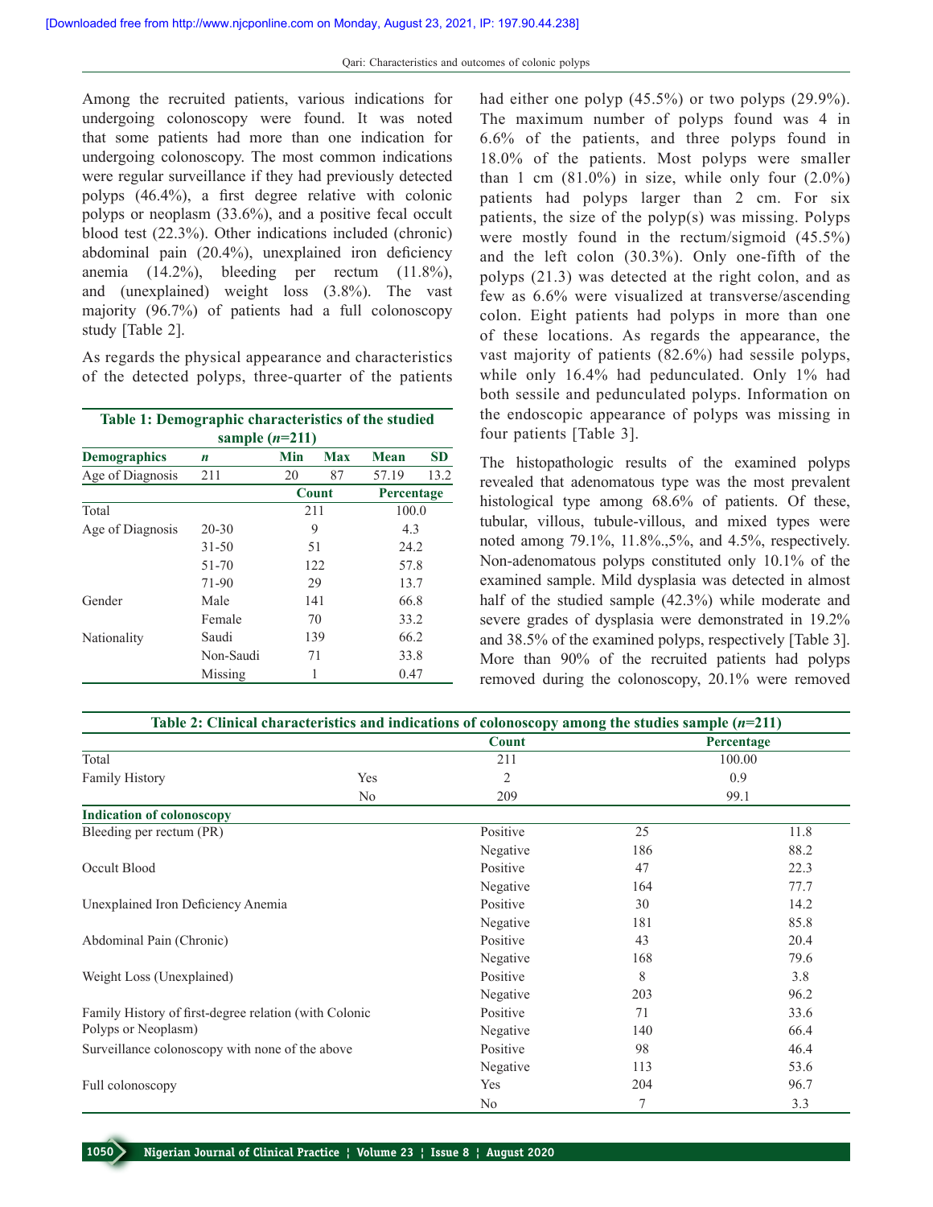Among the recruited patients, various indications for undergoing colonoscopy were found. It was noted that some patients had more than one indication for undergoing colonoscopy. The most common indications were regular surveillance if they had previously detected polyps (46.4%), a first degree relative with colonic polyps or neoplasm (33.6%), and a positive fecal occult blood test (22.3%). Other indications included (chronic) abdominal pain (20.4%), unexplained iron deficiency anemia (14.2%), bleeding per rectum (11.8%), and (unexplained) weight loss (3.8%). The vast majority (96.7%) of patients had a full colonoscopy study [Table 2].

As regards the physical appearance and characteristics of the detected polyps, three-quarter of the patients had either one polyp (45.5%) or two polyps (29.9%). The maximum number of polyps found was 4 in 6.6% of the patients, and three polyps found in 18.0% of the patients. Most polyps were smaller than 1 cm (81.0%) in size, while only four (2.0%) patients had polyps larger than 2 cm. For six patients, the size of the polyp(s) was missing. Polyps were mostly found in the rectum/sigmoid (45.5%) and the left colon (30.3%). Only one-fifth of the polyps (21.3) was detected at the right colon, and as few as 6.6% were visualized at transverse/ascending colon. Eight patients had polyps in more than one of these locations. As regards the appearance, the vast majority of patients (82.6%) had sessile polyps, while only 16.4% had pedunculated. Only 1% had both sessile and pedunculated polyps. Information on the endoscopic appearance of polyps was missing in four patients [Table 3].

The histopathologic results of the examined polyps revealed that adenomatous type was the most prevalent histological type among 68.6% of patients. Of these, tubular, villous, tubule-villous, and mixed types were noted among 79.1%, 11.8%.,5%, and 4.5%, respectively. Non-adenomatous polyps constituted only 10.1% of the examined sample. Mild dysplasia was detected in almost half of the studied sample (42.3%) while moderate and severe grades of dysplasia were demonstrated in 19.2% and 38.5% of the examined polyps, respectively [Table 3]. More than 90% of the recruited patients had polyps removed during the colonoscopy, 20.1% were removed

**Table 1: Demographic characteristics of the studied sample (*n*=211)**

| Demographics | *n* | Min | Max | Mean | SD |
|---|---|---|---|---|---|
| Age of Diagnosis | 211 | 20 | 87 | 57.19 | 13.2 |
| | | Count | | Percentage | |
| Total | | 211 | | 100.0 | |
| Age of Diagnosis | 20-30 | 9 | | 4.3 | |
| | 31-50 | 51 | | 24.2 | |
| | 51-70 | 122 | | 57.8 | |
| | 71-90 | 29 | | 13.7 | |
| Gender | Male | 141 | | 66.8 | |
| | Female | 70 | | 33.2 | |
| Nationality | Saudi | 139 | | 66.2 | |
| | Non-Saudi | 71 | | 33.8 | |
| | Missing | 1 | | 0.47 | |

**Table 2: Clinical characteristics and indications of colonoscopy among the studies sample (*n*=211)**

| | | Count | Percentage |
|---|---|---|---|
| Total | | 211 | 100.00 |
| Family History | Yes | 2 | 0.9 |
| | No | 209 | 99.1 |
| **Indication of colonoscopy** | | | |
| Bleeding per rectum (PR) | Positive | 25 | 11.8 |
| | Negative | 186 | 88.2 |
| Occult Blood | Positive | 47 | 22.3 |
| | Negative | 164 | 77.7 |
| Unexplained Iron Deficiency Anemia | Positive | 30 | 14.2 |
| | Negative | 181 | 85.8 |
| Abdominal Pain (Chronic) | Positive | 43 | 20.4 |
| | Negative | 168 | 79.6 |
| Weight Loss (Unexplained) | Positive | 8 | 3.8 |
| | Negative | 203 | 96.2 |
| Family History of first-degree relation (with Colonic Polyps or Neoplasm) | Positive | 71 | 33.6 |
| | Negative | 140 | 66.4 |
| Surveillance colonoscopy with none of the above | Positive | 98 | 46.4 |
| | Negative | 113 | 53.6 |
| Full colonoscopy | Yes | 204 | 96.7 |
| | No | 7 | 3.3 |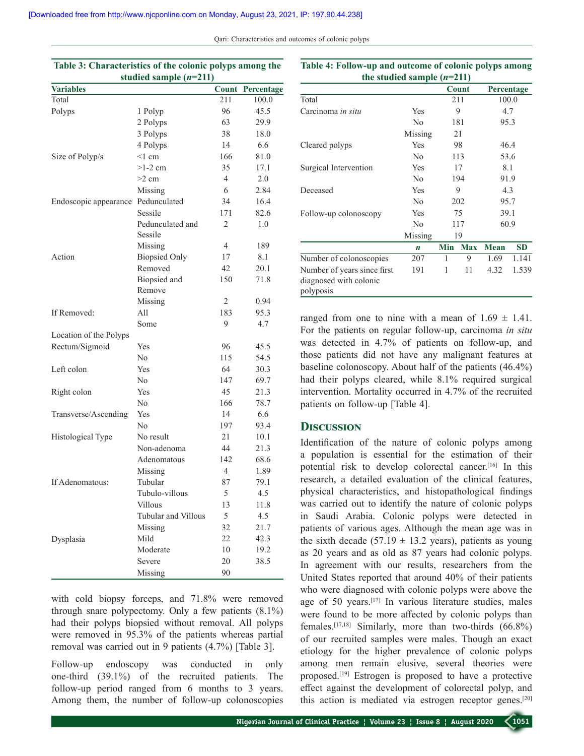**Table 3: Characteristics of the colonic polyps among the studied sample (*n*=211)**

| Variables | | Count | Percentage |
|---|---|---|---|
| Total | | 211 | 100.0 |
| Polyps | 1 Polyp | 96 | 45.5 |
| | 2 Polyps | 63 | 29.9 |
| | 3 Polyps | 38 | 18.0 |
| | 4 Polyps | 14 | 6.6 |
| Size of Polyp/s | <1 cm | 166 | 81.0 |
| | >1-2 cm | 35 | 17.1 |
| | >2 cm | 4 | 2.0 |
| | Missing | 6 | 2.84 |
| Endoscopic appearance | Pedunculated | 34 | 16.4 |
| | Sessile | 171 | 82.6 |
| | Pedunculated and Sessile | 2 | 1.0 |
| | Missing | 4 | 189 |
| Action | Biopsied Only | 17 | 8.1 |
| | Removed | 42 | 20.1 |
| | Biopsied and Remove | 150 | 71.8 |
| | Missing | 2 | 0.94 |
| If Removed: | All | 183 | 95.3 |
| | Some | 9 | 4.7 |
| Location of the Polyps | | | |
| Rectum/Sigmoid | Yes | 96 | 45.5 |
| | No | 115 | 54.5 |
| Left colon | Yes | 64 | 30.3 |
| | No | 147 | 69.7 |
| Right colon | Yes | 45 | 21.3 |
| | No | 166 | 78.7 |
| Transverse/Ascending | Yes | 14 | 6.6 |
| | No | 197 | 93.4 |
| Histological Type | No result | 21 | 10.1 |
| | Non-adenoma | 44 | 21.3 |
| | Adenomatous | 142 | 68.6 |
| | Missing | 4 | 1.89 |
| If Adenomatous: | Tubular | 87 | 79.1 |
| | Tubulo-villous | 5 | 4.5 |
| | Villous | 13 | 11.8 |
| | Tubular and Villous | 5 | 4.5 |
| | Missing | 32 | 21.7 |
| Dysplasia | Mild | 22 | 42.3 |
| | Moderate | 10 | 19.2 |
| | Severe | 20 | 38.5 |
| | Missing | 90 | |

with cold biopsy forceps, and 71.8% were removed through snare polypectomy. Only a few patients (8.1%) had their polyps biopsied without removal. All polyps were removed in 95.3% of the patients whereas partial removal was carried out in 9 patients (4.7%) [Table 3].

Follow-up endoscopy was conducted in only one-third (39.1%) of the recruited patients. The follow-up period ranged from 6 months to 3 years. Among them, the number of follow-up colonoscopies ranged from one to nine with a mean of 1.69 ± 1.41. For the patients on regular follow-up, carcinoma *in situ* was detected in 4.7% of patients on follow-up, and those patients did not have any malignant features at baseline colonoscopy. About half of the patients (46.4%) had their polyps cleared, while 8.1% required surgical intervention. Mortality occurred in 4.7% of the recruited patients on follow-up [Table 4].

**Table 4: Follow-up and outcome of colonic polyps among the studied sample (*n*=211)**

| | | Count | | Percentage | |
|---|---|---|---|---|---|
| Total | | 211 | | 100.0 | |
| Carcinoma *in situ* | Yes | 9 | | 4.7 | |
| | No | 181 | | 95.3 | |
| | Missing | 21 | | | |
| Cleared polyps | Yes | 98 | | 46.4 | |
| | No | 113 | | 53.6 | |
| Surgical Intervention | Yes | 17 | | 8.1 | |
| | No | 194 | | 91.9 | |
| Deceased | Yes | 9 | | 4.3 | |
| | No | 202 | | 95.7 | |
| Follow-up colonoscopy | Yes | 75 | | 39.1 | |
| | No | 117 | | 60.9 | |
| | Missing | 19 | | | |
| | *n* | Min | Max | Mean | SD |
| Number of colonoscopies | 207 | 1 | 9 | 1.69 | 1.141 |
| Number of years since first diagnosed with colonic polyposis | 191 | 1 | 11 | 4.32 | 1.539 |

## Discussion

Identification of the nature of colonic polyps among a population is essential for the estimation of their potential risk to develop colorectal cancer.[16] In this research, a detailed evaluation of the clinical features, physical characteristics, and histopathological findings was carried out to identify the nature of colonic polyps in Saudi Arabia. Colonic polyps were detected in patients of various ages. Although the mean age was in the sixth decade (57.19 ± 13.2 years), patients as young as 20 years and as old as 87 years had colonic polyps. In agreement with our results, researchers from the United States reported that around 40% of their patients who were diagnosed with colonic polyps were above the age of 50 years.[17] In various literature studies, males were found to be more affected by colonic polyps than females.[17,18] Similarly, more than two-thirds (66.8%) of our recruited samples were males. Though an exact etiology for the higher prevalence of colonic polyps among men remain elusive, several theories were proposed.[19] Estrogen is proposed to have a protective effect against the development of colorectal polyp, and this action is mediated via estrogen receptor genes.[20]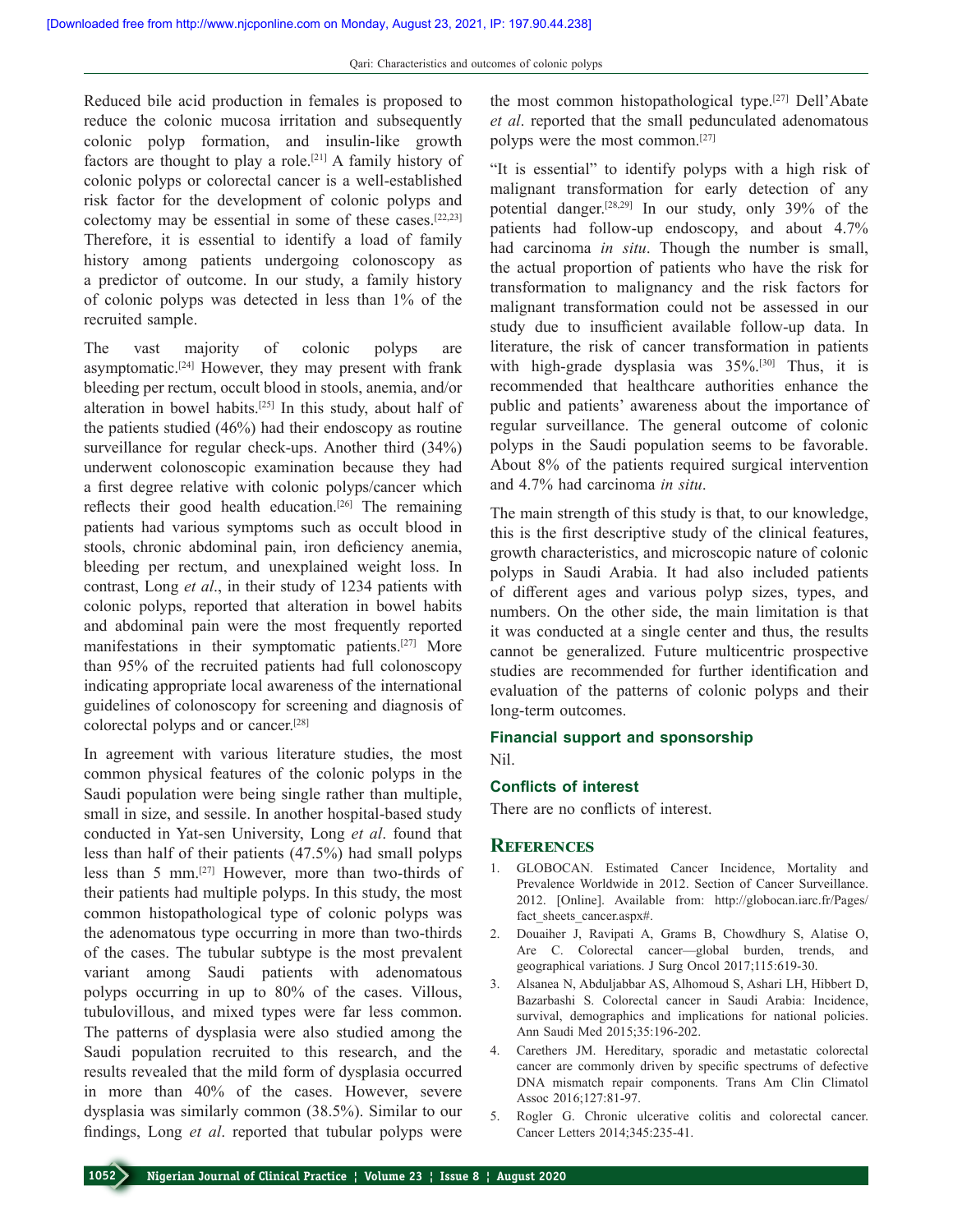Reduced bile acid production in females is proposed to reduce the colonic mucosa irritation and subsequently colonic polyp formation, and insulin-like growth factors are thought to play a role.[21] A family history of colonic polyps or colorectal cancer is a well-established risk factor for the development of colonic polyps and colectomy may be essential in some of these cases.[22,23] Therefore, it is essential to identify a load of family history among patients undergoing colonoscopy as a predictor of outcome. In our study, a family history of colonic polyps was detected in less than 1% of the recruited sample.

The vast majority of colonic polyps are asymptomatic.[24] However, they may present with frank bleeding per rectum, occult blood in stools, anemia, and/or alteration in bowel habits.[25] In this study, about half of the patients studied (46%) had their endoscopy as routine surveillance for regular check-ups. Another third (34%) underwent colonoscopic examination because they had a first degree relative with colonic polyps/cancer which reflects their good health education.[26] The remaining patients had various symptoms such as occult blood in stools, chronic abdominal pain, iron deficiency anemia, bleeding per rectum, and unexplained weight loss. In contrast, Long *et al*., in their study of 1234 patients with colonic polyps, reported that alteration in bowel habits and abdominal pain were the most frequently reported manifestations in their symptomatic patients.[27] More than 95% of the recruited patients had full colonoscopy indicating appropriate local awareness of the international guidelines of colonoscopy for screening and diagnosis of colorectal polyps and or cancer.[28]

In agreement with various literature studies, the most common physical features of the colonic polyps in the Saudi population were being single rather than multiple, small in size, and sessile. In another hospital-based study conducted in Yat-sen University, Long *et al*. found that less than half of their patients (47.5%) had small polyps less than 5 mm.[27] However, more than two-thirds of their patients had multiple polyps. In this study, the most common histopathological type of colonic polyps was the adenomatous type occurring in more than two-thirds of the cases. The tubular subtype is the most prevalent variant among Saudi patients with adenomatous polyps occurring in up to 80% of the cases. Villous, tubulovillous, and mixed types were far less common. The patterns of dysplasia were also studied among the Saudi population recruited to this research, and the results revealed that the mild form of dysplasia occurred in more than 40% of the cases. However, severe dysplasia was similarly common (38.5%). Similar to our findings, Long *et al*. reported that tubular polyps were the most common histopathological type.[27] Dell'Abate *et al*. reported that the small pedunculated adenomatous polyps were the most common.[27]

"It is essential" to identify polyps with a high risk of malignant transformation for early detection of any potential danger.[28,29] In our study, only 39% of the patients had follow-up endoscopy, and about 4.7% had carcinoma *in situ*. Though the number is small, the actual proportion of patients who have the risk for transformation to malignancy and the risk factors for malignant transformation could not be assessed in our study due to insufficient available follow-up data. In literature, the risk of cancer transformation in patients with high-grade dysplasia was 35%.[30] Thus, it is recommended that healthcare authorities enhance the public and patients' awareness about the importance of regular surveillance. The general outcome of colonic polyps in the Saudi population seems to be favorable. About 8% of the patients required surgical intervention and 4.7% had carcinoma *in situ*.

The main strength of this study is that, to our knowledge, this is the first descriptive study of the clinical features, growth characteristics, and microscopic nature of colonic polyps in Saudi Arabia. It had also included patients of different ages and various polyp sizes, types, and numbers. On the other side, the main limitation is that it was conducted at a single center and thus, the results cannot be generalized. Future multicentric prospective studies are recommended for further identification and evaluation of the patterns of colonic polyps and their long-term outcomes.

### Financial support and sponsorship

Nil.

### Conflicts of interest

There are no conflicts of interest.

## References

1. GLOBOCAN. Estimated Cancer Incidence, Mortality and Prevalence Worldwide in 2012. Section of Cancer Surveillance. 2012. [Online]. Available from: http://globocan.iarc.fr/Pages/fact_sheets_cancer.aspx#.
2. Douaiher J, Ravipati A, Grams B, Chowdhury S, Alatise O, Are C. Colorectal cancer—global burden, trends, and geographical variations. J Surg Oncol 2017;115:619-30.
3. Alsanea N, Abduljabbar AS, Alhomoud S, Ashari LH, Hibbert D, Bazarbashi S. Colorectal cancer in Saudi Arabia: Incidence, survival, demographics and implications for national policies. Ann Saudi Med 2015;35:196-202.
4. Carethers JM. Hereditary, sporadic and metastatic colorectal cancer are commonly driven by specific spectrums of defective DNA mismatch repair components. Trans Am Clin Climatol Assoc 2016;127:81-97.
5. Rogler G. Chronic ulcerative colitis and colorectal cancer. Cancer Letters 2014;345:235-41.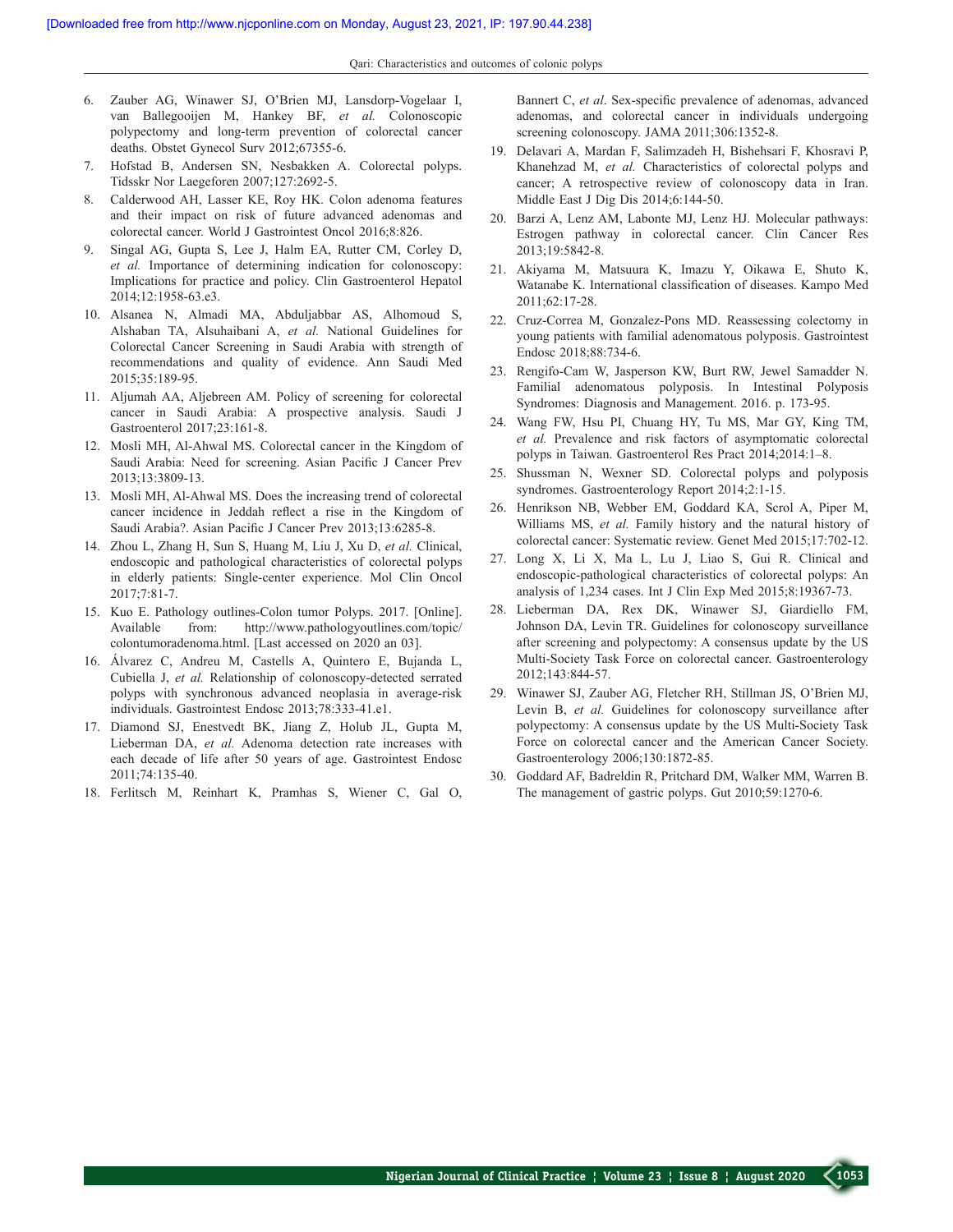6. Zauber AG, Winawer SJ, O'Brien MJ, Lansdorp-Vogelaar I, van Ballegooijen M, Hankey BF, *et al.* Colonoscopic polypectomy and long-term prevention of colorectal cancer deaths. Obstet Gynecol Surv 2012;67355-6.
7. Hofstad B, Andersen SN, Nesbakken A. Colorectal polyps. Tidsskr Nor Laegeforen 2007;127:2692-5.
8. Calderwood AH, Lasser KE, Roy HK. Colon adenoma features and their impact on risk of future advanced adenomas and colorectal cancer. World J Gastrointest Oncol 2016;8:826.
9. Singal AG, Gupta S, Lee J, Halm EA, Rutter CM, Corley D, *et al.* Importance of determining indication for colonoscopy: Implications for practice and policy. Clin Gastroenterol Hepatol 2014;12:1958-63.e3.
10. Alsanea N, Almadi MA, Abduljabbar AS, Alhomoud S, Alshaban TA, Alsuhaibani A, *et al.* National Guidelines for Colorectal Cancer Screening in Saudi Arabia with strength of recommendations and quality of evidence. Ann Saudi Med 2015;35:189-95.
11. Aljumah AA, Aljebreen AM. Policy of screening for colorectal cancer in Saudi Arabia: A prospective analysis. Saudi J Gastroenterol 2017;23:161-8.
12. Mosli MH, Al-Ahwal MS. Colorectal cancer in the Kingdom of Saudi Arabia: Need for screening. Asian Pacific J Cancer Prev 2013;13:3809-13.
13. Mosli MH, Al-Ahwal MS. Does the increasing trend of colorectal cancer incidence in Jeddah reflect a rise in the Kingdom of Saudi Arabia?. Asian Pacific J Cancer Prev 2013;13:6285-8.
14. Zhou L, Zhang H, Sun S, Huang M, Liu J, Xu D, *et al.* Clinical, endoscopic and pathological characteristics of colorectal polyps in elderly patients: Single-center experience. Mol Clin Oncol 2017;7:81-7.
15. Kuo E. Pathology outlines-Colon tumor Polyps. 2017. [Online]. Available from: http://www.pathologyoutlines.com/topic/colontumoradenoma.html. [Last accessed on 2020 an 03].
16. Álvarez C, Andreu M, Castells A, Quintero E, Bujanda L, Cubiella J, *et al.* Relationship of colonoscopy-detected serrated polyps with synchronous advanced neoplasia in average-risk individuals. Gastrointest Endosc 2013;78:333-41.e1.
17. Diamond SJ, Enestvedt BK, Jiang Z, Holub JL, Gupta M, Lieberman DA, *et al.* Adenoma detection rate increases with each decade of life after 50 years of age. Gastrointest Endosc 2011;74:135-40.
18. Ferlitsch M, Reinhart K, Pramhas S, Wiener C, Gal O, Bannert C, *et al*. Sex-specific prevalence of adenomas, advanced adenomas, and colorectal cancer in individuals undergoing screening colonoscopy. JAMA 2011;306:1352-8.
19. Delavari A, Mardan F, Salimzadeh H, Bishehsari F, Khosravi P, Khanehzad M, *et al.* Characteristics of colorectal polyps and cancer; A retrospective review of colonoscopy data in Iran. Middle East J Dig Dis 2014;6:144-50.
20. Barzi A, Lenz AM, Labonte MJ, Lenz HJ. Molecular pathways: Estrogen pathway in colorectal cancer. Clin Cancer Res 2013;19:5842-8.
21. Akiyama M, Matsuura K, Imazu Y, Oikawa E, Shuto K, Watanabe K. International classification of diseases. Kampo Med 2011;62:17-28.
22. Cruz-Correa M, Gonzalez-Pons MD. Reassessing colectomy in young patients with familial adenomatous polyposis. Gastrointest Endosc 2018;88:734-6.
23. Rengifo-Cam W, Jasperson KW, Burt RW, Jewel Samadder N. Familial adenomatous polyposis. In Intestinal Polyposis Syndromes: Diagnosis and Management. 2016. p. 173-95.
24. Wang FW, Hsu PI, Chuang HY, Tu MS, Mar GY, King TM, *et al.* Prevalence and risk factors of asymptomatic colorectal polyps in Taiwan. Gastroenterol Res Pract 2014;2014:1–8.
25. Shussman N, Wexner SD. Colorectal polyps and polyposis syndromes. Gastroenterology Report 2014;2:1-15.
26. Henrikson NB, Webber EM, Goddard KA, Scrol A, Piper M, Williams MS, *et al.* Family history and the natural history of colorectal cancer: Systematic review. Genet Med 2015;17:702-12.
27. Long X, Li X, Ma L, Lu J, Liao S, Gui R. Clinical and endoscopic-pathological characteristics of colorectal polyps: An analysis of 1,234 cases. Int J Clin Exp Med 2015;8:19367-73.
28. Lieberman DA, Rex DK, Winawer SJ, Giardiello FM, Johnson DA, Levin TR. Guidelines for colonoscopy surveillance after screening and polypectomy: A consensus update by the US Multi-Society Task Force on colorectal cancer. Gastroenterology 2012;143:844-57.
29. Winawer SJ, Zauber AG, Fletcher RH, Stillman JS, O'Brien MJ, Levin B, *et al.* Guidelines for colonoscopy surveillance after polypectomy: A consensus update by the US Multi-Society Task Force on colorectal cancer and the American Cancer Society. Gastroenterology 2006;130:1872-85.
30. Goddard AF, Badreldin R, Pritchard DM, Walker MM, Warren B. The management of gastric polyps. Gut 2010;59:1270-6.